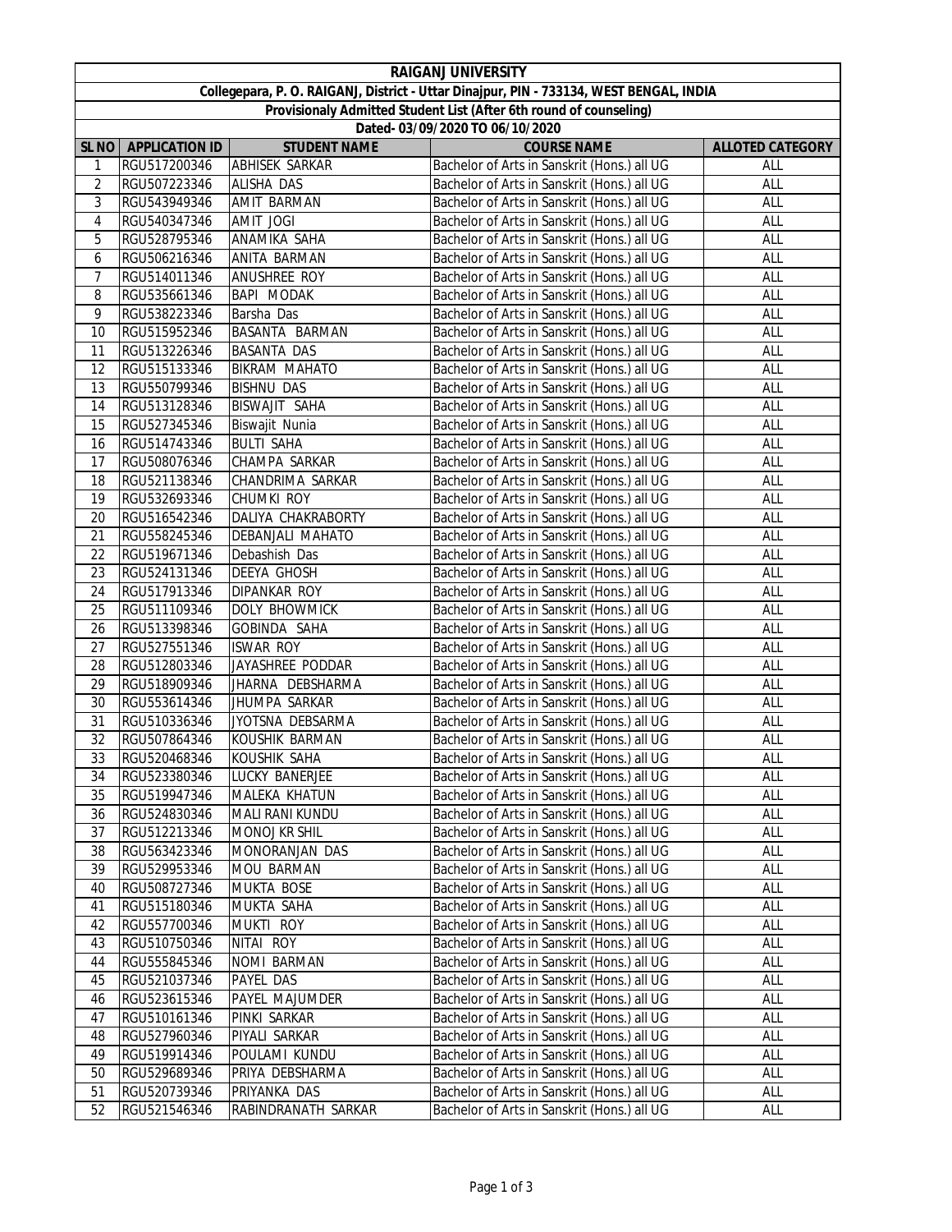# RAIGANJ UNIVERSITY

**Collegepara, P. O. RAIGANJ, District - Uttar Dinajpur, PIN - 733134, WEST BENGAL, INDIA**

**Provisionaly Admitted Student List (After 6th round of counseling)**

**Dated- 03/09/2020 TO 06/10/2020**

| SL NO | APPLICATION ID | STUDENT NAME | COURSE NAME | ALLOTED CATEGORY |
|---|---|---|---|---|
| 1 | RGU517200346 | ABHISEK SARKAR | Bachelor of Arts in Sanskrit (Hons.) all UG | ALL |
| 2 | RGU507223346 | ALISHA DAS | Bachelor of Arts in Sanskrit (Hons.) all UG | ALL |
| 3 | RGU543949346 | AMIT BARMAN | Bachelor of Arts in Sanskrit (Hons.) all UG | ALL |
| 4 | RGU540347346 | AMIT JOGI | Bachelor of Arts in Sanskrit (Hons.) all UG | ALL |
| 5 | RGU528795346 | ANAMIKA SAHA | Bachelor of Arts in Sanskrit (Hons.) all UG | ALL |
| 6 | RGU506216346 | ANITA BARMAN | Bachelor of Arts in Sanskrit (Hons.) all UG | ALL |
| 7 | RGU514011346 | ANUSHREE ROY | Bachelor of Arts in Sanskrit (Hons.) all UG | ALL |
| 8 | RGU535661346 | BAPI MODAK | Bachelor of Arts in Sanskrit (Hons.) all UG | ALL |
| 9 | RGU538223346 | Barsha Das | Bachelor of Arts in Sanskrit (Hons.) all UG | ALL |
| 10 | RGU515952346 | BASANTA BARMAN | Bachelor of Arts in Sanskrit (Hons.) all UG | ALL |
| 11 | RGU513226346 | BASANTA DAS | Bachelor of Arts in Sanskrit (Hons.) all UG | ALL |
| 12 | RGU515133346 | BIKRAM MAHATO | Bachelor of Arts in Sanskrit (Hons.) all UG | ALL |
| 13 | RGU550799346 | BISHNU DAS | Bachelor of Arts in Sanskrit (Hons.) all UG | ALL |
| 14 | RGU513128346 | BISWAJIT SAHA | Bachelor of Arts in Sanskrit (Hons.) all UG | ALL |
| 15 | RGU527345346 | Biswajit Nunia | Bachelor of Arts in Sanskrit (Hons.) all UG | ALL |
| 16 | RGU514743346 | BULTI SAHA | Bachelor of Arts in Sanskrit (Hons.) all UG | ALL |
| 17 | RGU508076346 | CHAMPA SARKAR | Bachelor of Arts in Sanskrit (Hons.) all UG | ALL |
| 18 | RGU521138346 | CHANDRIMA SARKAR | Bachelor of Arts in Sanskrit (Hons.) all UG | ALL |
| 19 | RGU532693346 | CHUMKI ROY | Bachelor of Arts in Sanskrit (Hons.) all UG | ALL |
| 20 | RGU516542346 | DALIYA CHAKRABORTY | Bachelor of Arts in Sanskrit (Hons.) all UG | ALL |
| 21 | RGU558245346 | DEBANJALI MAHATO | Bachelor of Arts in Sanskrit (Hons.) all UG | ALL |
| 22 | RGU519671346 | Debashish Das | Bachelor of Arts in Sanskrit (Hons.) all UG | ALL |
| 23 | RGU524131346 | DEEYA GHOSH | Bachelor of Arts in Sanskrit (Hons.) all UG | ALL |
| 24 | RGU517913346 | DIPANKAR ROY | Bachelor of Arts in Sanskrit (Hons.) all UG | ALL |
| 25 | RGU511109346 | DOLY BHOWMICK | Bachelor of Arts in Sanskrit (Hons.) all UG | ALL |
| 26 | RGU513398346 | GOBINDA SAHA | Bachelor of Arts in Sanskrit (Hons.) all UG | ALL |
| 27 | RGU527551346 | ISWAR ROY | Bachelor of Arts in Sanskrit (Hons.) all UG | ALL |
| 28 | RGU512803346 | JAYASHREE PODDAR | Bachelor of Arts in Sanskrit (Hons.) all UG | ALL |
| 29 | RGU518909346 | JHARNA DEBSHARMA | Bachelor of Arts in Sanskrit (Hons.) all UG | ALL |
| 30 | RGU553614346 | JHUMPA SARKAR | Bachelor of Arts in Sanskrit (Hons.) all UG | ALL |
| 31 | RGU510336346 | JYOTSNA DEBSARMA | Bachelor of Arts in Sanskrit (Hons.) all UG | ALL |
| 32 | RGU507864346 | KOUSHIK BARMAN | Bachelor of Arts in Sanskrit (Hons.) all UG | ALL |
| 33 | RGU520468346 | KOUSHIK SAHA | Bachelor of Arts in Sanskrit (Hons.) all UG | ALL |
| 34 | RGU523380346 | LUCKY BANERJEE | Bachelor of Arts in Sanskrit (Hons.) all UG | ALL |
| 35 | RGU519947346 | MALEKA KHATUN | Bachelor of Arts in Sanskrit (Hons.) all UG | ALL |
| 36 | RGU524830346 | MALI RANI KUNDU | Bachelor of Arts in Sanskrit (Hons.) all UG | ALL |
| 37 | RGU512213346 | MONOJ KR SHIL | Bachelor of Arts in Sanskrit (Hons.) all UG | ALL |
| 38 | RGU563423346 | MONORANJAN DAS | Bachelor of Arts in Sanskrit (Hons.) all UG | ALL |
| 39 | RGU529953346 | MOU BARMAN | Bachelor of Arts in Sanskrit (Hons.) all UG | ALL |
| 40 | RGU508727346 | MUKTA BOSE | Bachelor of Arts in Sanskrit (Hons.) all UG | ALL |
| 41 | RGU515180346 | MUKTA SAHA | Bachelor of Arts in Sanskrit (Hons.) all UG | ALL |
| 42 | RGU557700346 | MUKTI ROY | Bachelor of Arts in Sanskrit (Hons.) all UG | ALL |
| 43 | RGU510750346 | NITAI ROY | Bachelor of Arts in Sanskrit (Hons.) all UG | ALL |
| 44 | RGU555845346 | NOMI BARMAN | Bachelor of Arts in Sanskrit (Hons.) all UG | ALL |
| 45 | RGU521037346 | PAYEL DAS | Bachelor of Arts in Sanskrit (Hons.) all UG | ALL |
| 46 | RGU523615346 | PAYEL MAJUMDER | Bachelor of Arts in Sanskrit (Hons.) all UG | ALL |
| 47 | RGU510161346 | PINKI SARKAR | Bachelor of Arts in Sanskrit (Hons.) all UG | ALL |
| 48 | RGU527960346 | PIYALI SARKAR | Bachelor of Arts in Sanskrit (Hons.) all UG | ALL |
| 49 | RGU519914346 | POULAMI KUNDU | Bachelor of Arts in Sanskrit (Hons.) all UG | ALL |
| 50 | RGU529689346 | PRIYA DEBSHARMA | Bachelor of Arts in Sanskrit (Hons.) all UG | ALL |
| 51 | RGU520739346 | PRIYANKA DAS | Bachelor of Arts in Sanskrit (Hons.) all UG | ALL |
| 52 | RGU521546346 | RABINDRANATH SARKAR | Bachelor of Arts in Sanskrit (Hons.) all UG | ALL |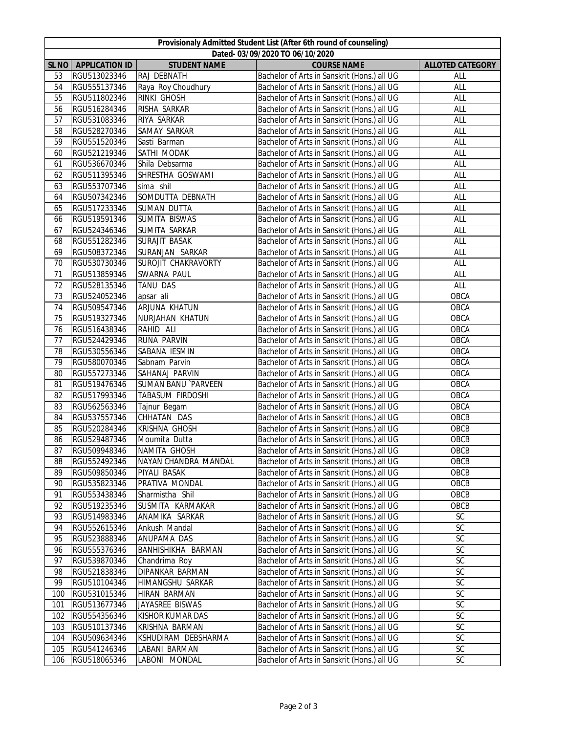| Provisionaly Admitted Student List (After 6th round of counseling) | | | | |
|---|---|---|---|---|
| Dated- 03/09/2020 TO 06/10/2020 | | | | |
| SL NO | APPLICATION ID | STUDENT NAME | COURSE NAME | ALLOTED CATEGORY |
| 53 | RGU513023346 | RAJ DEBNATH | Bachelor of Arts in Sanskrit (Hons.) all UG | ALL |
| 54 | RGU555137346 | Raya Roy Choudhury | Bachelor of Arts in Sanskrit (Hons.) all UG | ALL |
| 55 | RGU511802346 | RINKI GHOSH | Bachelor of Arts in Sanskrit (Hons.) all UG | ALL |
| 56 | RGU516284346 | RISHA SARKAR | Bachelor of Arts in Sanskrit (Hons.) all UG | ALL |
| 57 | RGU531083346 | RIYA SARKAR | Bachelor of Arts in Sanskrit (Hons.) all UG | ALL |
| 58 | RGU528270346 | SAMAY SARKAR | Bachelor of Arts in Sanskrit (Hons.) all UG | ALL |
| 59 | RGU551520346 | Sasti Barman | Bachelor of Arts in Sanskrit (Hons.) all UG | ALL |
| 60 | RGU521219346 | SATHI MODAK | Bachelor of Arts in Sanskrit (Hons.) all UG | ALL |
| 61 | RGU536670346 | Shila Debsarma | Bachelor of Arts in Sanskrit (Hons.) all UG | ALL |
| 62 | RGU511395346 | SHRESTHA GOSWAMI | Bachelor of Arts in Sanskrit (Hons.) all UG | ALL |
| 63 | RGU553707346 | sima shil | Bachelor of Arts in Sanskrit (Hons.) all UG | ALL |
| 64 | RGU507342346 | SOMDUTTA DEBNATH | Bachelor of Arts in Sanskrit (Hons.) all UG | ALL |
| 65 | RGU517233346 | SUMAN DUTTA | Bachelor of Arts in Sanskrit (Hons.) all UG | ALL |
| 66 | RGU519591346 | SUMITA BISWAS | Bachelor of Arts in Sanskrit (Hons.) all UG | ALL |
| 67 | RGU524346346 | SUMITA SARKAR | Bachelor of Arts in Sanskrit (Hons.) all UG | ALL |
| 68 | RGU551282346 | SURAJIT BASAK | Bachelor of Arts in Sanskrit (Hons.) all UG | ALL |
| 69 | RGU508372346 | SURANJAN SARKAR | Bachelor of Arts in Sanskrit (Hons.) all UG | ALL |
| 70 | RGU530730346 | SUROJIT CHAKRAVORTY | Bachelor of Arts in Sanskrit (Hons.) all UG | ALL |
| 71 | RGU513859346 | SWARNA PAUL | Bachelor of Arts in Sanskrit (Hons.) all UG | ALL |
| 72 | RGU528135346 | TANU DAS | Bachelor of Arts in Sanskrit (Hons.) all UG | ALL |
| 73 | RGU524052346 | apsar ali | Bachelor of Arts in Sanskrit (Hons.) all UG | OBCA |
| 74 | RGU509547346 | ARJUNA KHATUN | Bachelor of Arts in Sanskrit (Hons.) all UG | OBCA |
| 75 | RGU519327346 | NURJAHAN KHATUN | Bachelor of Arts in Sanskrit (Hons.) all UG | OBCA |
| 76 | RGU516438346 | RAHID ALI | Bachelor of Arts in Sanskrit (Hons.) all UG | OBCA |
| 77 | RGU524429346 | RUNA PARVIN | Bachelor of Arts in Sanskrit (Hons.) all UG | OBCA |
| 78 | RGU530556346 | SABANA IESMIN | Bachelor of Arts in Sanskrit (Hons.) all UG | OBCA |
| 79 | RGU580070346 | Sabnam Parvin | Bachelor of Arts in Sanskrit (Hons.) all UG | OBCA |
| 80 | RGU557273346 | SAHANAJ PARVIN | Bachelor of Arts in Sanskrit (Hons.) all UG | OBCA |
| 81 | RGU519476346 | SUMAN BANU `PARVEEN | Bachelor of Arts in Sanskrit (Hons.) all UG | OBCA |
| 82 | RGU517993346 | TABASUM FIRDOSHI | Bachelor of Arts in Sanskrit (Hons.) all UG | OBCA |
| 83 | RGU562563346 | Tajnur Begam | Bachelor of Arts in Sanskrit (Hons.) all UG | OBCA |
| 84 | RGU537557346 | CHHATAN DAS | Bachelor of Arts in Sanskrit (Hons.) all UG | OBCB |
| 85 | RGU520284346 | KRISHNA GHOSH | Bachelor of Arts in Sanskrit (Hons.) all UG | OBCB |
| 86 | RGU529487346 | Moumita Dutta | Bachelor of Arts in Sanskrit (Hons.) all UG | OBCB |
| 87 | RGU509948346 | NAMITA GHOSH | Bachelor of Arts in Sanskrit (Hons.) all UG | OBCB |
| 88 | RGU552492346 | NAYAN CHANDRA MANDAL | Bachelor of Arts in Sanskrit (Hons.) all UG | OBCB |
| 89 | RGU509850346 | PIYALI BASAK | Bachelor of Arts in Sanskrit (Hons.) all UG | OBCB |
| 90 | RGU535823346 | PRATIVA MONDAL | Bachelor of Arts in Sanskrit (Hons.) all UG | OBCB |
| 91 | RGU553438346 | Sharmistha Shil | Bachelor of Arts in Sanskrit (Hons.) all UG | OBCB |
| 92 | RGU519235346 | SUSMITA KARMAKAR | Bachelor of Arts in Sanskrit (Hons.) all UG | OBCB |
| 93 | RGU514983346 | ANAMIKA SARKAR | Bachelor of Arts in Sanskrit (Hons.) all UG | SC |
| 94 | RGU552615346 | Ankush Mandal | Bachelor of Arts in Sanskrit (Hons.) all UG | SC |
| 95 | RGU523888346 | ANUPAMA DAS | Bachelor of Arts in Sanskrit (Hons.) all UG | SC |
| 96 | RGU555376346 | BANHISHIKHA BARMAN | Bachelor of Arts in Sanskrit (Hons.) all UG | SC |
| 97 | RGU539870346 | Chandrima Roy | Bachelor of Arts in Sanskrit (Hons.) all UG | SC |
| 98 | RGU521838346 | DIPANKAR BARMAN | Bachelor of Arts in Sanskrit (Hons.) all UG | SC |
| 99 | RGU510104346 | HIMANGSHU SARKAR | Bachelor of Arts in Sanskrit (Hons.) all UG | SC |
| 100 | RGU531015346 | HIRAN BARMAN | Bachelor of Arts in Sanskrit (Hons.) all UG | SC |
| 101 | RGU513677346 | JAYASREE BISWAS | Bachelor of Arts in Sanskrit (Hons.) all UG | SC |
| 102 | RGU554356346 | KISHOR KUMAR DAS | Bachelor of Arts in Sanskrit (Hons.) all UG | SC |
| 103 | RGU510137346 | KRISHNA BARMAN | Bachelor of Arts in Sanskrit (Hons.) all UG | SC |
| 104 | RGU509634346 | KSHUDIRAM DEBSHARMA | Bachelor of Arts in Sanskrit (Hons.) all UG | SC |
| 105 | RGU541246346 | LABANI BARMAN | Bachelor of Arts in Sanskrit (Hons.) all UG | SC |
| 106 | RGU518065346 | LABONI MONDAL | Bachelor of Arts in Sanskrit (Hons.) all UG | SC |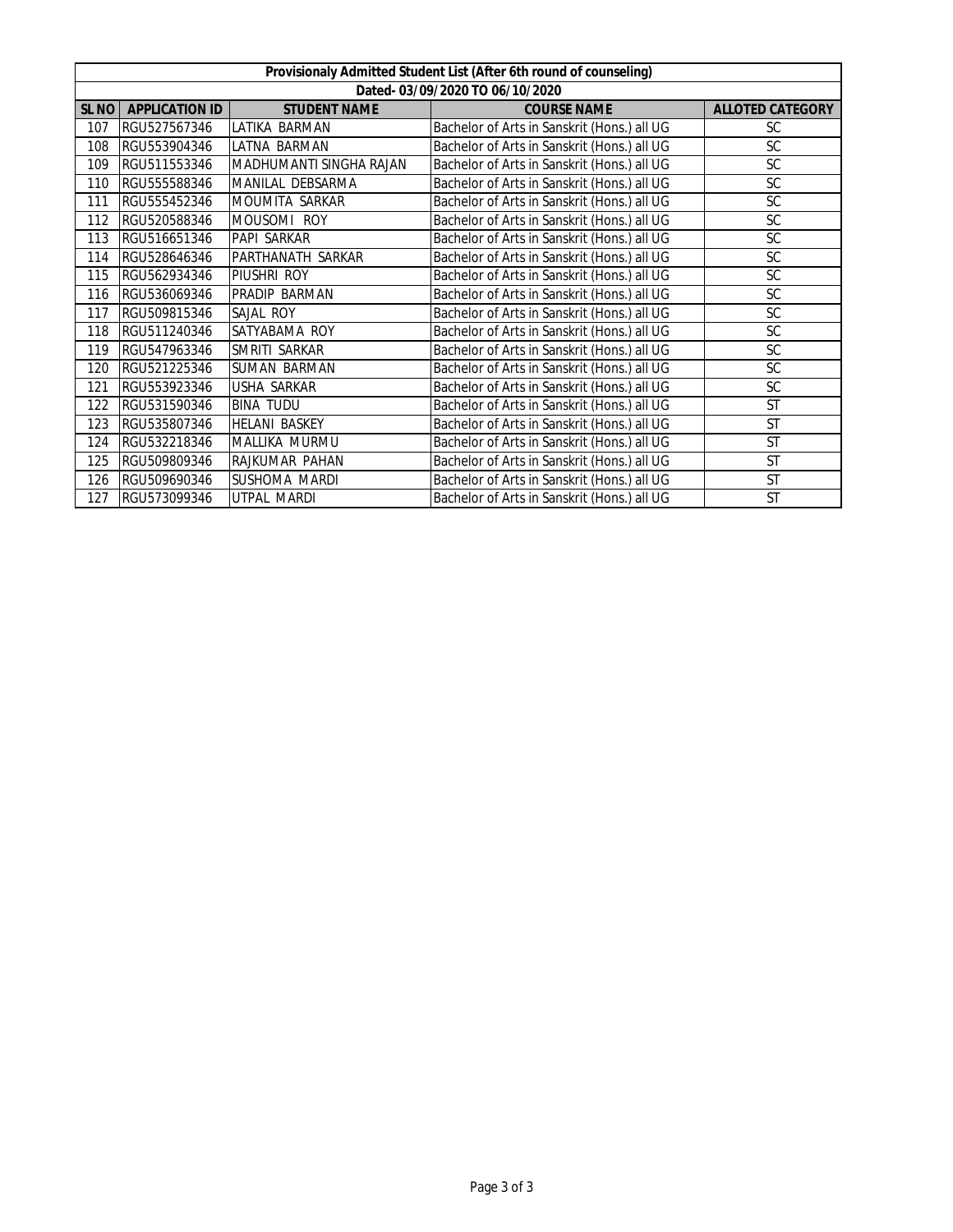| Provisionaly Admitted Student List (After 6th round of counseling) | | | | |
|---|---|---|---|---|
| Dated- 03/09/2020 TO 06/10/2020 | | | | |
| **SL NO** | **APPLICATION ID** | **STUDENT NAME** | **COURSE NAME** | **ALLOTED CATEGORY** |
| 107 | RGU527567346 | LATIKA BARMAN | Bachelor of Arts in Sanskrit (Hons.) all UG | SC |
| 108 | RGU553904346 | LATNA BARMAN | Bachelor of Arts in Sanskrit (Hons.) all UG | SC |
| 109 | RGU511553346 | MADHUMANTI SINGHA RAJAN | Bachelor of Arts in Sanskrit (Hons.) all UG | SC |
| 110 | RGU555588346 | MANILAL DEBSARMA | Bachelor of Arts in Sanskrit (Hons.) all UG | SC |
| 111 | RGU555452346 | MOUMITA SARKAR | Bachelor of Arts in Sanskrit (Hons.) all UG | SC |
| 112 | RGU520588346 | MOUSOMI ROY | Bachelor of Arts in Sanskrit (Hons.) all UG | SC |
| 113 | RGU516651346 | PAPI SARKAR | Bachelor of Arts in Sanskrit (Hons.) all UG | SC |
| 114 | RGU528646346 | PARTHANATH SARKAR | Bachelor of Arts in Sanskrit (Hons.) all UG | SC |
| 115 | RGU562934346 | PIUSHRI ROY | Bachelor of Arts in Sanskrit (Hons.) all UG | SC |
| 116 | RGU536069346 | PRADIP BARMAN | Bachelor of Arts in Sanskrit (Hons.) all UG | SC |
| 117 | RGU509815346 | SAJAL ROY | Bachelor of Arts in Sanskrit (Hons.) all UG | SC |
| 118 | RGU511240346 | SATYABAMA ROY | Bachelor of Arts in Sanskrit (Hons.) all UG | SC |
| 119 | RGU547963346 | SMRITI SARKAR | Bachelor of Arts in Sanskrit (Hons.) all UG | SC |
| 120 | RGU521225346 | SUMAN BARMAN | Bachelor of Arts in Sanskrit (Hons.) all UG | SC |
| 121 | RGU553923346 | USHA SARKAR | Bachelor of Arts in Sanskrit (Hons.) all UG | SC |
| 122 | RGU531590346 | BINA TUDU | Bachelor of Arts in Sanskrit (Hons.) all UG | ST |
| 123 | RGU535807346 | HELANI BASKEY | Bachelor of Arts in Sanskrit (Hons.) all UG | ST |
| 124 | RGU532218346 | MALLIKA MURMU | Bachelor of Arts in Sanskrit (Hons.) all UG | ST |
| 125 | RGU509809346 | RAJKUMAR PAHAN | Bachelor of Arts in Sanskrit (Hons.) all UG | ST |
| 126 | RGU509690346 | SUSHOMA MARDI | Bachelor of Arts in Sanskrit (Hons.) all UG | ST |
| 127 | RGU573099346 | UTPAL MARDI | Bachelor of Arts in Sanskrit (Hons.) all UG | ST |